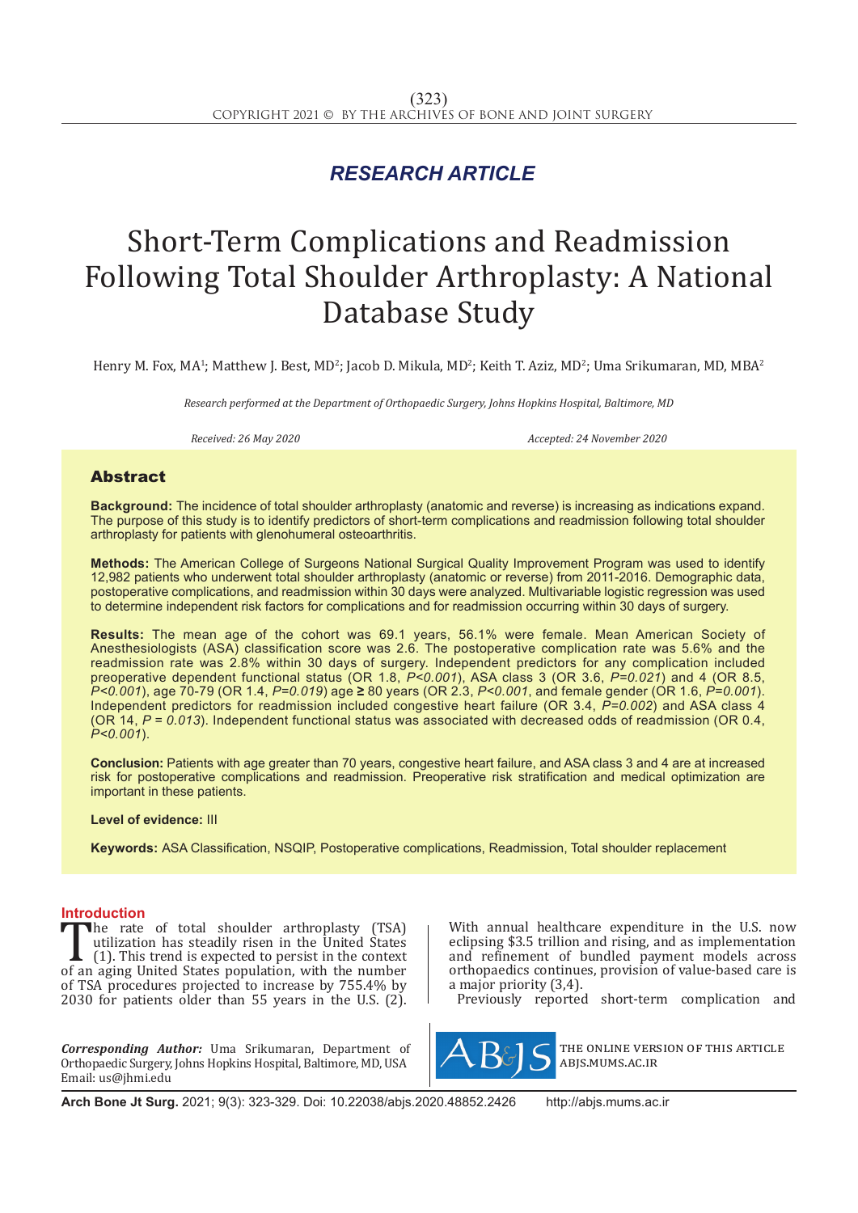*RESEARCH ARTICLE*

# Short-Term Complications and Readmission Following Total Shoulder Arthroplasty: A National Database Study

Henry M. Fox, MA[1]; Matthew J. Best, MD[2]; Jacob D. Mikula, MD[2]; Keith T. Aziz, MD[2]; Uma Srikumaran, MD, MBA[2]

*Research performed at the Department of Orthopaedic Surgery, Johns Hopkins Hospital, Baltimore, MD*

*Received: 26 May 2020* *Accepted: 24 November 2020*

## Abstract

**Background:** The incidence of total shoulder arthroplasty (anatomic and reverse) is increasing as indications expand. The purpose of this study is to identify predictors of short-term complications and readmission following total shoulder arthroplasty for patients with glenohumeral osteoarthritis.

**Methods:** The American College of Surgeons National Surgical Quality Improvement Program was used to identify 12,982 patients who underwent total shoulder arthroplasty (anatomic or reverse) from 2011-2016. Demographic data, postoperative complications, and readmission within 30 days were analyzed. Multivariable logistic regression was used to determine independent risk factors for complications and for readmission occurring within 30 days of surgery.

**Results:** The mean age of the cohort was 69.1 years, 56.1% were female. Mean American Society of Anesthesiologists (ASA) classification score was 2.6. The postoperative complication rate was 5.6% and the readmission rate was 2.8% within 30 days of surgery. Independent predictors for any complication included preoperative dependent functional status (OR 1.8, *P<0.001*), ASA class 3 (OR 3.6, *P=0.021*) and 4 (OR 8.5, *P<0.001*), age 70-79 (OR 1.4, *P=0.019*) age ≥ 80 years (OR 2.3, *P<0.001*, and female gender (OR 1.6, *P=0.001*). Independent predictors for readmission included congestive heart failure (OR 3.4, *P=0.002*) and ASA class 4 (OR 14, *P = 0.013*). Independent functional status was associated with decreased odds of readmission (OR 0.4, *P<0.001*).

**Conclusion:** Patients with age greater than 70 years, congestive heart failure, and ASA class 3 and 4 are at increased risk for postoperative complications and readmission. Preoperative risk stratification and medical optimization are important in these patients.

**Level of evidence:** III

**Keywords:** ASA Classification, NSQIP, Postoperative complications, Readmission, Total shoulder replacement

## Introduction

The rate of total shoulder arthroplasty (TSA) utilization has steadily risen in the United States (1). This trend is expected to persist in the context of an aging United States population, with the number of TSA procedures projected to increase by 755.4% by 2030 for patients older than 55 years in the U.S. (2). With annual healthcare expenditure in the U.S. now eclipsing $3.5 trillion and rising, and as implementation and refinement of bundled payment models across orthopaedics continues, provision of value-based care is a major priority (3,4).

Previously reported short-term complication and

*Corresponding Author:* Uma Srikumaran, Department of Orthopaedic Surgery, Johns Hopkins Hospital, Baltimore, MD, USA
Email: us@jhmi.edu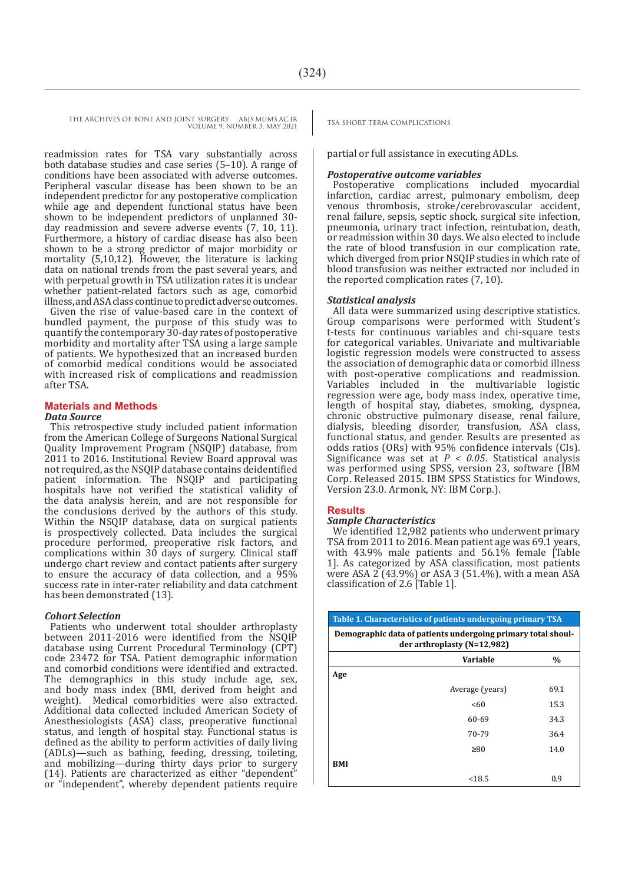readmission rates for TSA vary substantially across both database studies and case series (5–10). A range of conditions have been associated with adverse outcomes. Peripheral vascular disease has been shown to be an independent predictor for any postoperative complication while age and dependent functional status have been shown to be independent predictors of unplanned 30-day readmission and severe adverse events (7, 10, 11). Furthermore, a history of cardiac disease has also been shown to be a strong predictor of major morbidity or mortality (5,10,12). However, the literature is lacking data on national trends from the past several years, and with perpetual growth in TSA utilization rates it is unclear whether patient-related factors such as age, comorbid illness, and ASA class continue to predict adverse outcomes.

Given the rise of value-based care in the context of bundled payment, the purpose of this study was to quantify the contemporary 30-day rates of postoperative morbidity and mortality after TSA using a large sample of patients. We hypothesized that an increased burden of comorbid medical conditions would be associated with increased risk of complications and readmission after TSA.

## Materials and Methods

### *Data Source*

This retrospective study included patient information from the American College of Surgeons National Surgical Quality Improvement Program (NSQIP) database, from 2011 to 2016. Institutional Review Board approval was not required, as the NSQIP database contains deidentified patient information. The NSQIP and participating hospitals have not verified the statistical validity of the data analysis herein, and are not responsible for the conclusions derived by the authors of this study. Within the NSQIP database, data on surgical patients is prospectively collected. Data includes the surgical procedure performed, preoperative risk factors, and complications within 30 days of surgery. Clinical staff undergo chart review and contact patients after surgery to ensure the accuracy of data collection, and a 95% success rate in inter-rater reliability and data catchment has been demonstrated (13).

### *Cohort Selection*

Patients who underwent total shoulder arthroplasty between 2011-2016 were identified from the NSQIP database using Current Procedural Terminology (CPT) code 23472 for TSA. Patient demographic information and comorbid conditions were identified and extracted. The demographics in this study include age, sex, and body mass index (BMI, derived from height and weight). Medical comorbidities were also extracted. Additional data collected included American Society of Anesthesiologists (ASA) class, preoperative functional status, and length of hospital stay. Functional status is defined as the ability to perform activities of daily living (ADLs)—such as bathing, feeding, dressing, toileting, and mobilizing—during thirty days prior to surgery (14). Patients are characterized as either "dependent" or "independent", whereby dependent patients require partial or full assistance in executing ADLs.

### *Postoperative outcome variables*

Postoperative complications included myocardial infarction, cardiac arrest, pulmonary embolism, deep venous thrombosis, stroke/cerebrovascular accident, renal failure, sepsis, septic shock, surgical site infection, pneumonia, urinary tract infection, reintubation, death, or readmission within 30 days. We also elected to include the rate of blood transfusion in our complication rate, which diverged from prior NSQIP studies in which rate of blood transfusion was neither extracted nor included in the reported complication rates (7, 10).

### *Statistical analysis*

All data were summarized using descriptive statistics. Group comparisons were performed with Student's t-tests for continuous variables and chi-square tests for categorical variables. Univariate and multivariable logistic regression models were constructed to assess the association of demographic data or comorbid illness with post-operative complications and readmission. Variables included in the multivariable logistic regression were age, body mass index, operative time, length of hospital stay, diabetes, smoking, dyspnea, chronic obstructive pulmonary disease, renal failure, dialysis, bleeding disorder, transfusion, ASA class, functional status, and gender. Results are presented as odds ratios (ORs) with 95% confidence intervals (CIs). Significance was set at $P < 0.05$. Statistical analysis was performed using SPSS, version 23, software (IBM Corp. Released 2015. IBM SPSS Statistics for Windows, Version 23.0. Armonk, NY: IBM Corp.).

## Results

### *Sample Characteristics*

We identified 12,982 patients who underwent primary TSA from 2011 to 2016. Mean patient age was 69.1 years, with 43.9% male patients and 56.1% female [Table 1]. As categorized by ASA classification, most patients were ASA 2 (43.9%) or ASA 3 (51.4%), with a mean ASA classification of 2.6 [Table 1].

**Table 1. Characteristics of patients undergoing primary TSA**

Demographic data of patients undergoing primary total shoulder arthroplasty (N=12,982)

| | Variable | % |
|---|---|---|
| **Age** | | |
| | Average (years) | 69.1 |
| | <60 | 15.3 |
| | 60-69 | 34.3 |
| | 70-79 | 36.4 |
| | ≥80 | 14.0 |
| **BMI** | | |
| | <18.5 | 0.9 |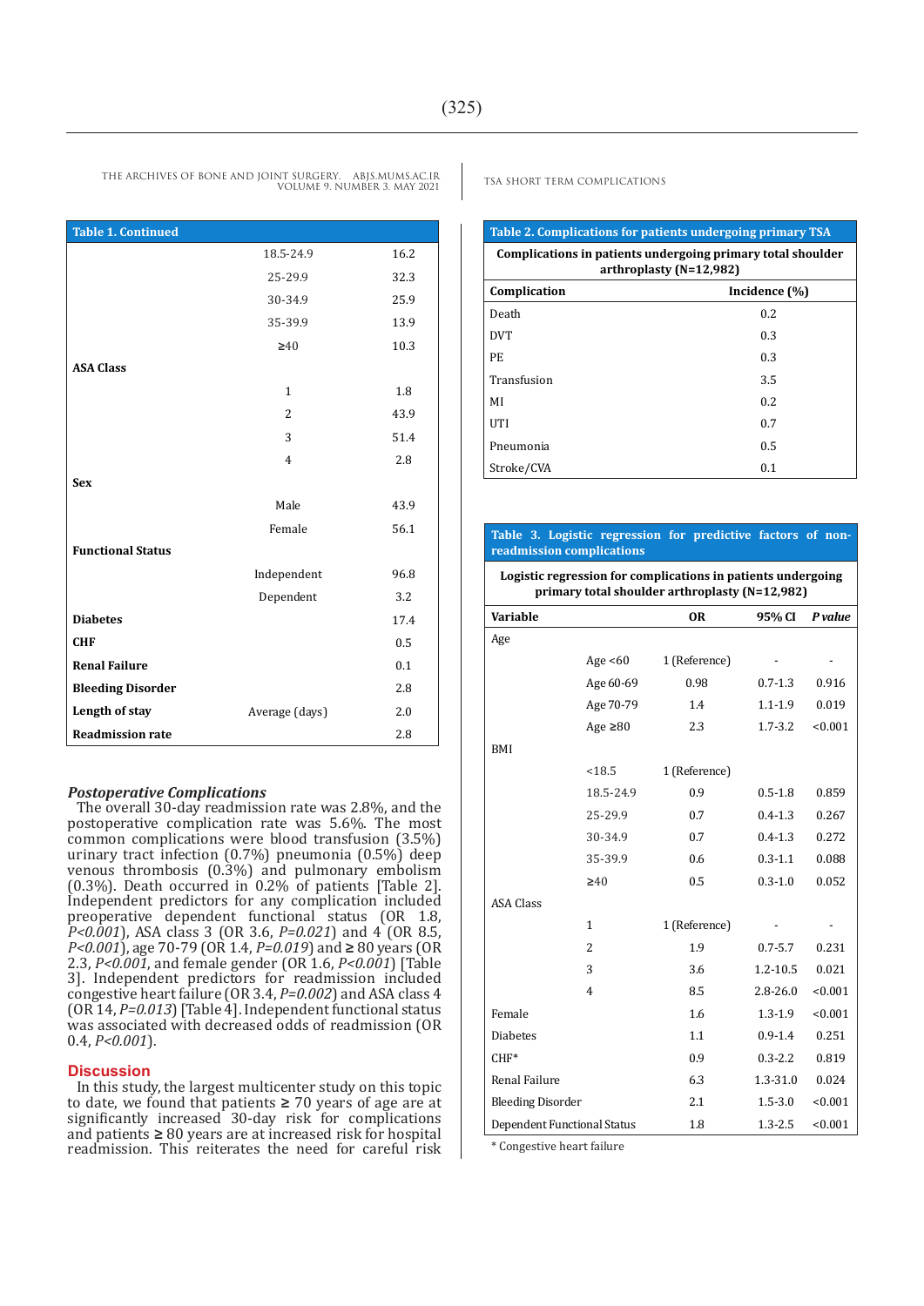| Table 1. Continued | | |
|---|---|---|
| | 18.5-24.9 | 16.2 |
| | 25-29.9 | 32.3 |
| | 30-34.9 | 25.9 |
| | 35-39.9 | 13.9 |
| | ≥40 | 10.3 |
| **ASA Class** | | |
| | 1 | 1.8 |
| | 2 | 43.9 |
| | 3 | 51.4 |
| | 4 | 2.8 |
| **Sex** | | |
| | Male | 43.9 |
| | Female | 56.1 |
| **Functional Status** | | |
| | Independent | 96.8 |
| | Dependent | 3.2 |
| **Diabetes** | | 17.4 |
| **CHF** | | 0.5 |
| **Renal Failure** | | 0.1 |
| **Bleeding Disorder** | | 2.8 |
| **Length of stay** | Average (days) | 2.0 |
| **Readmission rate** | | 2.8 |

### *Postoperative Complications*

The overall 30-day readmission rate was 2.8%, and the postoperative complication rate was 5.6%. The most common complications were blood transfusion (3.5%) urinary tract infection (0.7%) pneumonia (0.5%) deep venous thrombosis (0.3%) and pulmonary embolism (0.3%). Death occurred in 0.2% of patients [Table 2]. Independent predictors for any complication included preoperative dependent functional status (OR 1.8, *P<0.001*), ASA class 3 (OR 3.6, *P=0.021*) and 4 (OR 8.5, *P<0.001*), age 70-79 (OR 1.4, *P=0.019*) and ≥ 80 years (OR 2.3, *P<0.001*, and female gender (OR 1.6, *P<0.001*) [Table 3]. Independent predictors for readmission included congestive heart failure (OR 3.4, *P=0.002*) and ASA class 4 (OR 14, *P=0.013*) [Table 4]. Independent functional status was associated with decreased odds of readmission (OR 0.4, *P<0.001*).

## Discussion

In this study, the largest multicenter study on this topic to date, we found that patients ≥ 70 years of age are at significantly increased 30-day risk for complications and patients ≥ 80 years are at increased risk for hospital readmission. This reiterates the need for careful risk

**Table 2. Complications for patients undergoing primary TSA**

Complications in patients undergoing primary total shoulder arthroplasty (N=12,982)

| Complication | Incidence (%) |
|---|---|
| Death | 0.2 |
| DVT | 0.3 |
| PE | 0.3 |
| Transfusion | 3.5 |
| MI | 0.2 |
| UTI | 0.7 |
| Pneumonia | 0.5 |
| Stroke/CVA | 0.1 |

**Table 3. Logistic regression for predictive factors of non-readmission complications**

Logistic regression for complications in patients undergoing primary total shoulder arthroplasty (N=12,982)

| Variable | | OR | 95% CI | *P value* |
|---|---|---|---|---|
| Age | | | | |
| | Age <60 | 1 (Reference) | - | - |
| | Age 60-69 | 0.98 | 0.7-1.3 | 0.916 |
| | Age 70-79 | 1.4 | 1.1-1.9 | 0.019 |
| | Age ≥80 | 2.3 | 1.7-3.2 | <0.001 |
| BMI | | | | |
| | <18.5 | 1 (Reference) | | |
| | 18.5-24.9 | 0.9 | 0.5-1.8 | 0.859 |
| | 25-29.9 | 0.7 | 0.4-1.3 | 0.267 |
| | 30-34.9 | 0.7 | 0.4-1.3 | 0.272 |
| | 35-39.9 | 0.6 | 0.3-1.1 | 0.088 |
| | ≥40 | 0.5 | 0.3-1.0 | 0.052 |
| ASA Class | | | | |
| | 1 | 1 (Reference) | - | - |
| | 2 | 1.9 | 0.7-5.7 | 0.231 |
| | 3 | 3.6 | 1.2-10.5 | 0.021 |
| | 4 | 8.5 | 2.8-26.0 | <0.001 |
| Female | | 1.6 | 1.3-1.9 | <0.001 |
| Diabetes | | 1.1 | 0.9-1.4 | 0.251 |
| CHF* | | 0.9 | 0.3-2.2 | 0.819 |
| Renal Failure | | 6.3 | 1.3-31.0 | 0.024 |
| Bleeding Disorder | | 2.1 | 1.5-3.0 | <0.001 |
| Dependent Functional Status | | 1.8 | 1.3-2.5 | <0.001 |

\* Congestive heart failure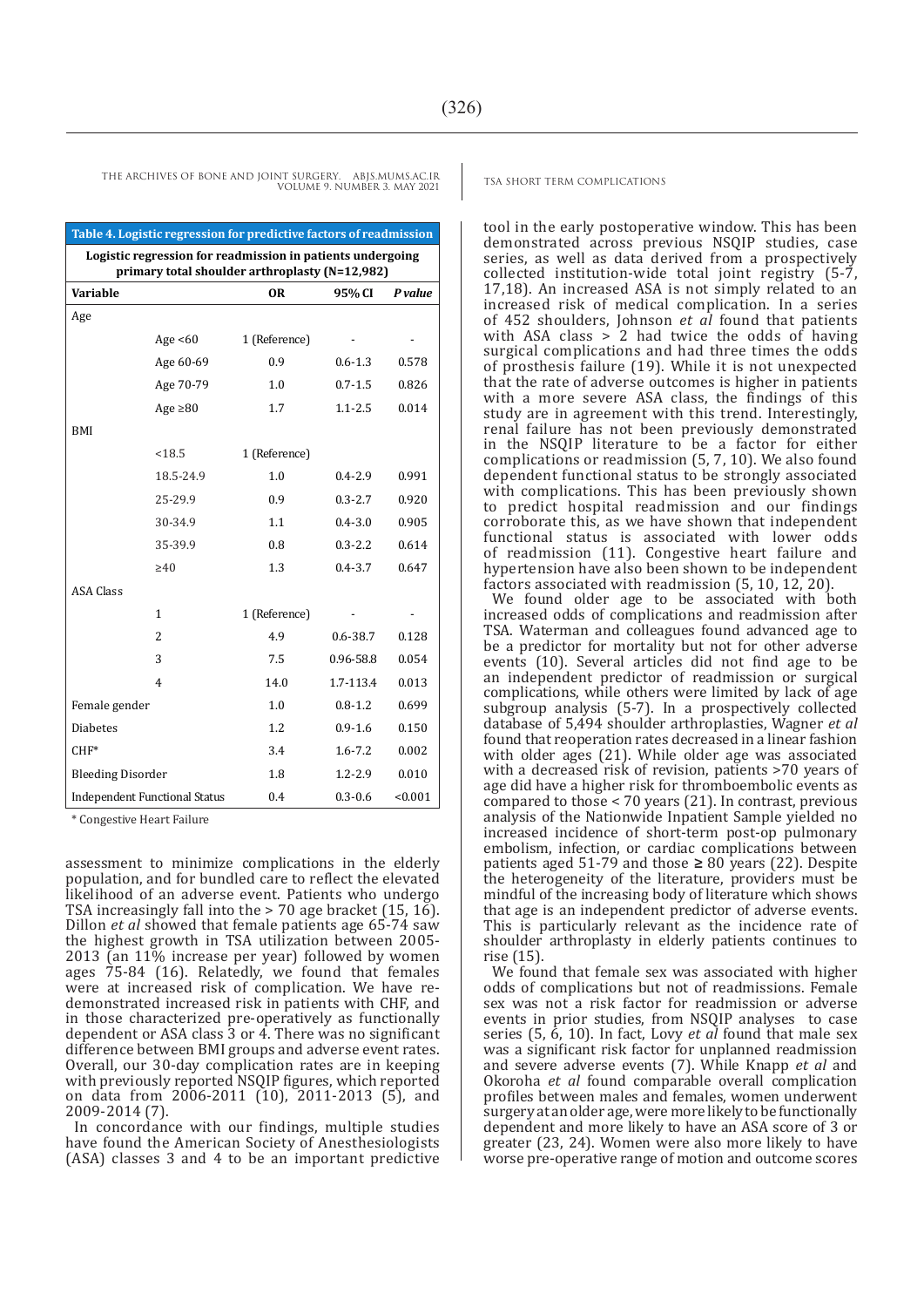**Table 4. Logistic regression for predictive factors of readmission**

| Logistic regression for readmission in patients undergoing primary total shoulder arthroplasty (N=12,982) | | | | |
|---|---|---|---|---|
| **Variable** | | **OR** | **95% CI** | ***P value*** |
| Age | | | | |
| | Age <60 | 1 (Reference) | - | - |
| | Age 60-69 | 0.9 | 0.6-1.3 | 0.578 |
| | Age 70-79 | 1.0 | 0.7-1.5 | 0.826 |
| | Age ≥80 | 1.7 | 1.1-2.5 | 0.014 |
| BMI | | | | |
| | <18.5 | 1 (Reference) | | |
| | 18.5-24.9 | 1.0 | 0.4-2.9 | 0.991 |
| | 25-29.9 | 0.9 | 0.3-2.7 | 0.920 |
| | 30-34.9 | 1.1 | 0.4-3.0 | 0.905 |
| | 35-39.9 | 0.8 | 0.3-2.2 | 0.614 |
| | ≥40 | 1.3 | 0.4-3.7 | 0.647 |
| ASA Class | | | | |
| | 1 | 1 (Reference) | - | - |
| | 2 | 4.9 | 0.6-38.7 | 0.128 |
| | 3 | 7.5 | 0.96-58.8 | 0.054 |
| | 4 | 14.0 | 1.7-113.4 | 0.013 |
| Female gender | | 1.0 | 0.8-1.2 | 0.699 |
| Diabetes | | 1.2 | 0.9-1.6 | 0.150 |
| CHF* | | 3.4 | 1.6-7.2 | 0.002 |
| Bleeding Disorder | | 1.8 | 1.2-2.9 | 0.010 |
| Independent Functional Status | | 0.4 | 0.3-0.6 | <0.001 |

\* Congestive Heart Failure

assessment to minimize complications in the elderly population, and for bundled care to reflect the elevated likelihood of an adverse event. Patients who undergo TSA increasingly fall into the > 70 age bracket (15, 16). Dillon *et al* showed that female patients age 65-74 saw the highest growth in TSA utilization between 2005-2013 (an 11% increase per year) followed by women ages 75-84 (16). Relatedly, we found that females were at increased risk of complication. We have re-demonstrated increased risk in patients with CHF, and in those characterized pre-operatively as functionally dependent or ASA class 3 or 4. There was no significant difference between BMI groups and adverse event rates. Overall, our 30-day complication rates are in keeping with previously reported NSQIP figures, which reported on data from 2006-2011 (10), 2011-2013 (5), and 2009-2014 (7).

In concordance with our findings, multiple studies have found the American Society of Anesthesiologists (ASA) classes 3 and 4 to be an important predictive tool in the early postoperative window. This has been demonstrated across previous NSQIP studies, case series, as well as data derived from a prospectively collected institution-wide total joint registry (5-7, 17,18). An increased ASA is not simply related to an increased risk of medical complication. In a series of 452 shoulders, Johnson *et al* found that patients with ASA class > 2 had twice the odds of having surgical complications and had three times the odds of prosthesis failure (19). While it is not unexpected that the rate of adverse outcomes is higher in patients with a more severe ASA class, the findings of this study are in agreement with this trend. Interestingly, renal failure has not been previously demonstrated in the NSQIP literature to be a factor for either complications or readmission (5, 7, 10). We also found dependent functional status to be strongly associated with complications. This has been previously shown to predict hospital readmission and our findings corroborate this, as we have shown that independent functional status is associated with lower odds of readmission (11). Congestive heart failure and hypertension have also been shown to be independent factors associated with readmission (5, 10, 12, 20).

We found older age to be associated with both increased odds of complications and readmission after TSA. Waterman and colleagues found advanced age to be a predictor for mortality but not for other adverse events (10). Several articles did not find age to be an independent predictor of readmission or surgical complications, while others were limited by lack of age subgroup analysis (5-7). In a prospectively collected database of 5,494 shoulder arthroplasties, Wagner *et al* found that reoperation rates decreased in a linear fashion with older ages (21). While older age was associated with a decreased risk of revision, patients >70 years of age did have a higher risk for thromboembolic events as compared to those < 70 years (21). In contrast, previous analysis of the Nationwide Inpatient Sample yielded no increased incidence of short-term post-op pulmonary embolism, infection, or cardiac complications between patients aged 51-79 and those ≥ 80 years (22). Despite the heterogeneity of the literature, providers must be mindful of the increasing body of literature which shows that age is an independent predictor of adverse events. This is particularly relevant as the incidence rate of shoulder arthroplasty in elderly patients continues to rise (15).

We found that female sex was associated with higher odds of complications but not of readmissions. Female sex was not a risk factor for readmission or adverse events in prior studies, from NSQIP analyses to case series (5, 6, 10). In fact, Lovy *et al* found that male sex was a significant risk factor for unplanned readmission and severe adverse events (7). While Knapp *et al* and Okoroha *et al* found comparable overall complication profiles between males and females, women underwent surgery at an older age, were more likely to be functionally dependent and more likely to have an ASA score of 3 or greater (23, 24). Women were also more likely to have worse pre-operative range of motion and outcome scores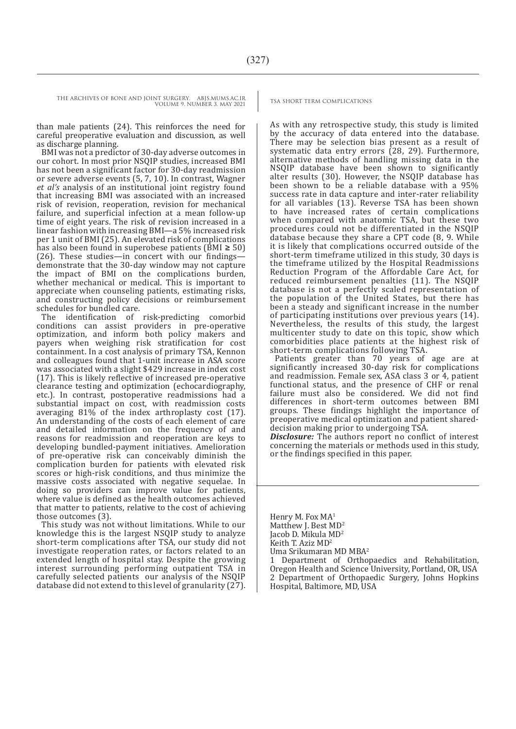than male patients (24). This reinforces the need for careful preoperative evaluation and discussion, as well as discharge planning.

BMI was not a predictor of 30-day adverse outcomes in our cohort. In most prior NSQIP studies, increased BMI has not been a significant factor for 30-day readmission or severe adverse events (5, 7, 10). In contrast, Wagner *et al's* analysis of an institutional joint registry found that increasing BMI was associated with an increased risk of revision, reoperation, revision for mechanical failure, and superficial infection at a mean follow-up time of eight years. The risk of revision increased in a linear fashion with increasing BMI—a 5% increased risk per 1 unit of BMI (25). An elevated risk of complications has also been found in superobese patients (BMI ≥ 50) (26). These studies—in concert with our findings—demonstrate that the 30-day window may not capture the impact of BMI on the complications burden, whether mechanical or medical. This is important to appreciate when counseling patients, estimating risks, and constructing policy decisions or reimbursement schedules for bundled care.

The identification of risk-predicting comorbid conditions can assist providers in pre-operative optimization, and inform both policy makers and payers when weighing risk stratification for cost containment. In a cost analysis of primary TSA, Kennon and colleagues found that 1-unit increase in ASA score was associated with a slight $429 increase in index cost (17). This is likely reflective of increased pre-operative clearance testing and optimization (echocardiography, etc.). In contrast, postoperative readmissions had a substantial impact on cost, with readmission costs averaging 81% of the index arthroplasty cost (17). An understanding of the costs of each element of care and detailed information on the frequency of and reasons for readmission and reoperation are keys to developing bundled-payment initiatives. Amelioration of pre-operative risk can conceivably diminish the complication burden for patients with elevated risk scores or high-risk conditions, and thus minimize the massive costs associated with negative sequelae. In doing so providers can improve value for patients, where value is defined as the health outcomes achieved that matter to patients, relative to the cost of achieving those outcomes (3).

This study was not without limitations. While to our knowledge this is the largest NSQIP study to analyze short-term complications after TSA, our study did not investigate reoperation rates, or factors related to an extended length of hospital stay. Despite the growing interest surrounding performing outpatient TSA in carefully selected patients our analysis of the NSQIP database did not extend to this level of granularity (27). As with any retrospective study, this study is limited by the accuracy of data entered into the database. There may be selection bias present as a result of systematic data entry errors (28, 29). Furthermore, alternative methods of handling missing data in the NSQIP database have been shown to significantly alter results (30). However, the NSQIP database has been shown to be a reliable database with a 95% success rate in data capture and inter-rater reliability for all variables (13). Reverse TSA has been shown to have increased rates of certain complications when compared with anatomic TSA, but these two procedures could not be differentiated in the NSQIP database because they share a CPT code (8, 9. While it is likely that complications occurred outside of the short-term timeframe utilized in this study, 30 days is the timeframe utilized by the Hospital Readmissions Reduction Program of the Affordable Care Act, for reduced reimbursement penalties (11). The NSQIP database is not a perfectly scaled representation of the population of the United States, but there has been a steady and significant increase in the number of participating institutions over previous years (14). Nevertheless, the results of this study, the largest multicenter study to date on this topic, show which comorbidities place patients at the highest risk of short-term complications following TSA.

Patients greater than 70 years of age are at significantly increased 30-day risk for complications and readmission. Female sex, ASA class 3 or 4, patient functional status, and the presence of CHF or renal failure must also be considered. We did not find differences in short-term outcomes between BMI groups. These findings highlight the importance of preoperative medical optimization and patient shared-decision making prior to undergoing TSA.

***Disclosure:*** The authors report no conflict of interest concerning the materials or methods used in this study, or the findings specified in this paper.

Henry M. Fox MA[1]
Matthew J. Best MD[2]
Jacob D. Mikula MD[2]
Keith T. Aziz MD[2]
Uma Srikumaran MD MBA[2]

1 Department of Orthopaedics and Rehabilitation, Oregon Health and Science University, Portland, OR, USA
2 Department of Orthopaedic Surgery, Johns Hopkins Hospital, Baltimore, MD, USA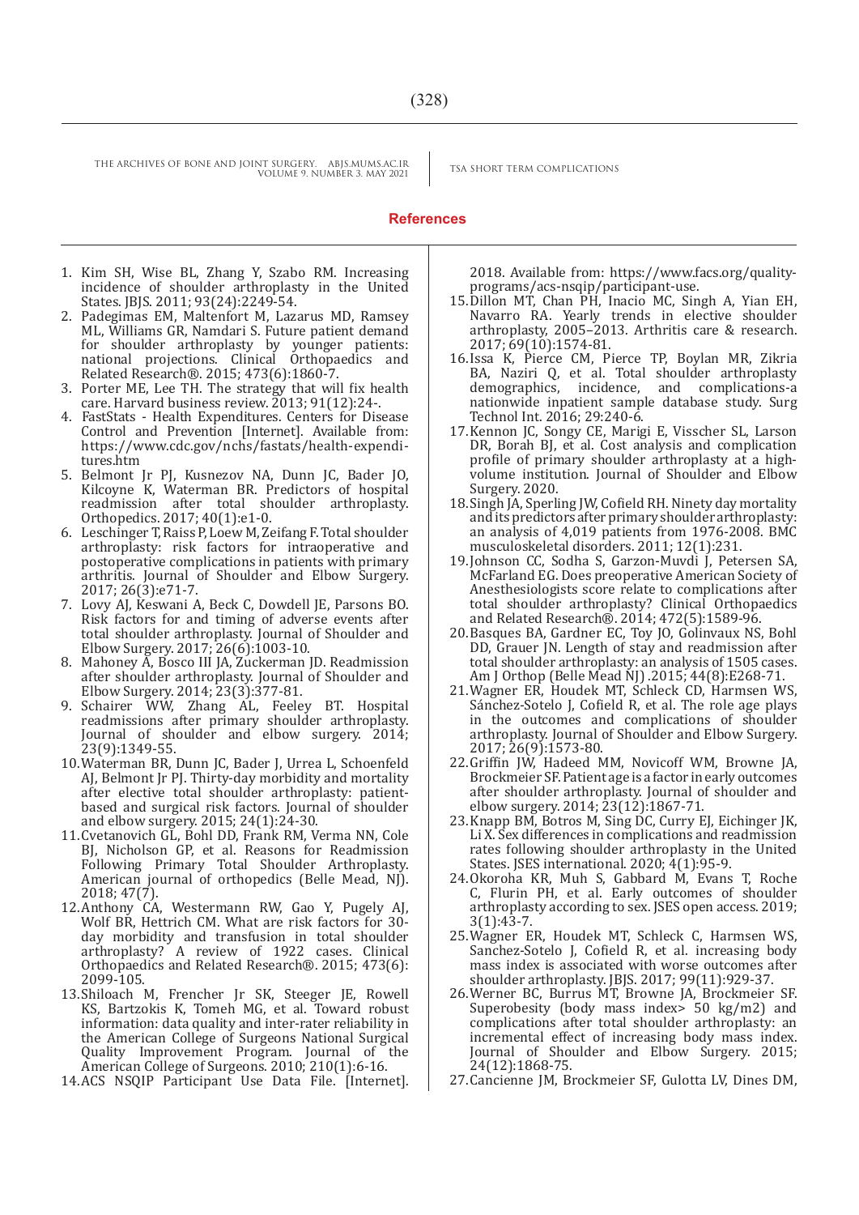## References

1. Kim SH, Wise BL, Zhang Y, Szabo RM. Increasing incidence of shoulder arthroplasty in the United States. JBJS. 2011; 93(24):2249-54.
2. Padegimas EM, Maltenfort M, Lazarus MD, Ramsey ML, Williams GR, Namdari S. Future patient demand for shoulder arthroplasty by younger patients: national projections. Clinical Orthopaedics and Related Research®. 2015; 473(6):1860-7.
3. Porter ME, Lee TH. The strategy that will fix health care. Harvard business review. 2013; 91(12):24-.
4. FastStats - Health Expenditures. Centers for Disease Control and Prevention [Internet]. Available from: https://www.cdc.gov/nchs/fastats/health-expenditures.htm
5. Belmont Jr PJ, Kusnezov NA, Dunn JC, Bader JO, Kilcoyne K, Waterman BR. Predictors of hospital readmission after total shoulder arthroplasty. Orthopedics. 2017; 40(1):e1-0.
6. Leschinger T, Raiss P, Loew M, Zeifang F. Total shoulder arthroplasty: risk factors for intraoperative and postoperative complications in patients with primary arthritis. Journal of Shoulder and Elbow Surgery. 2017; 26(3):e71-7.
7. Lovy AJ, Keswani A, Beck C, Dowdell JE, Parsons BO. Risk factors for and timing of adverse events after total shoulder arthroplasty. Journal of Shoulder and Elbow Surgery. 2017; 26(6):1003-10.
8. Mahoney A, Bosco III JA, Zuckerman JD. Readmission after shoulder arthroplasty. Journal of Shoulder and Elbow Surgery. 2014; 23(3):377-81.
9. Schairer WW, Zhang AL, Feeley BT. Hospital readmissions after primary shoulder arthroplasty. Journal of shoulder and elbow surgery. 2014; 23(9):1349-55.
10. Waterman BR, Dunn JC, Bader J, Urrea L, Schoenfeld AJ, Belmont Jr PJ. Thirty-day morbidity and mortality after elective total shoulder arthroplasty: patient-based and surgical risk factors. Journal of shoulder and elbow surgery. 2015; 24(1):24-30.
11. Cvetanovich GL, Bohl DD, Frank RM, Verma NN, Cole BJ, Nicholson GP, et al. Reasons for Readmission Following Primary Total Shoulder Arthroplasty. American journal of orthopedics (Belle Mead, NJ). 2018; 47(7).
12. Anthony CA, Westermann RW, Gao Y, Pugely AJ, Wolf BR, Hettrich CM. What are risk factors for 30-day morbidity and transfusion in total shoulder arthroplasty? A review of 1922 cases. Clinical Orthopaedics and Related Research®. 2015; 473(6): 2099-105.
13. Shiloach M, Frencher Jr SK, Steeger JE, Rowell KS, Bartzokis K, Tomeh MG, et al. Toward robust information: data quality and inter-rater reliability in the American College of Surgeons National Surgical Quality Improvement Program. Journal of the American College of Surgeons. 2010; 210(1):6-16.
14. ACS NSQIP Participant Use Data File. [Internet]. 2018. Available from: https://www.facs.org/quality-programs/acs-nsqip/participant-use.
15. Dillon MT, Chan PH, Inacio MC, Singh A, Yian EH, Navarro RA. Yearly trends in elective shoulder arthroplasty, 2005–2013. Arthritis care & research. 2017; 69(10):1574-81.
16. Issa K, Pierce CM, Pierce TP, Boylan MR, Zikria BA, Naziri Q, et al. Total shoulder arthroplasty demographics, incidence, and complications-a nationwide inpatient sample database study. Surg Technol Int. 2016; 29:240-6.
17. Kennon JC, Songy CE, Marigi E, Visscher SL, Larson DR, Borah BJ, et al. Cost analysis and complication profile of primary shoulder arthroplasty at a high-volume institution. Journal of Shoulder and Elbow Surgery. 2020.
18. Singh JA, Sperling JW, Cofield RH. Ninety day mortality and its predictors after primary shoulder arthroplasty: an analysis of 4,019 patients from 1976-2008. BMC musculoskeletal disorders. 2011; 12(1):231.
19. Johnson CC, Sodha S, Garzon-Muvdi J, Petersen SA, McFarland EG. Does preoperative American Society of Anesthesiologists score relate to complications after total shoulder arthroplasty? Clinical Orthopaedics and Related Research®. 2014; 472(5):1589-96.
20. Basques BA, Gardner EC, Toy JO, Golinvaux NS, Bohl DD, Grauer JN. Length of stay and readmission after total shoulder arthroplasty: an analysis of 1505 cases. Am J Orthop (Belle Mead NJ) .2015; 44(8):E268-71.
21. Wagner ER, Houdek MT, Schleck CD, Harmsen WS, Sánchez-Sotelo J, Cofield R, et al. The role age plays in the outcomes and complications of shoulder arthroplasty. Journal of Shoulder and Elbow Surgery. 2017; 26(9):1573-80.
22. Griffin JW, Hadeed MM, Novicoff WM, Browne JA, Brockmeier SF. Patient age is a factor in early outcomes after shoulder arthroplasty. Journal of shoulder and elbow surgery. 2014; 23(12):1867-71.
23. Knapp BM, Botros M, Sing DC, Curry EJ, Eichinger JK, Li X. Sex differences in complications and readmission rates following shoulder arthroplasty in the United States. JSES international. 2020; 4(1):95-9.
24. Okoroha KR, Muh S, Gabbard M, Evans T, Roche C, Flurin PH, et al. Early outcomes of shoulder arthroplasty according to sex. JSES open access. 2019; 3(1):43-7.
25. Wagner ER, Houdek MT, Schleck C, Harmsen WS, Sanchez-Sotelo J, Cofield R, et al. increasing body mass index is associated with worse outcomes after shoulder arthroplasty. JBJS. 2017; 99(11):929-37.
26. Werner BC, Burrus MT, Browne JA, Brockmeier SF. Superobesity (body mass index> 50 kg/m2) and complications after total shoulder arthroplasty: an incremental effect of increasing body mass index. Journal of Shoulder and Elbow Surgery. 2015; 24(12):1868-75.
27. Cancienne JM, Brockmeier SF, Gulotta LV, Dines DM,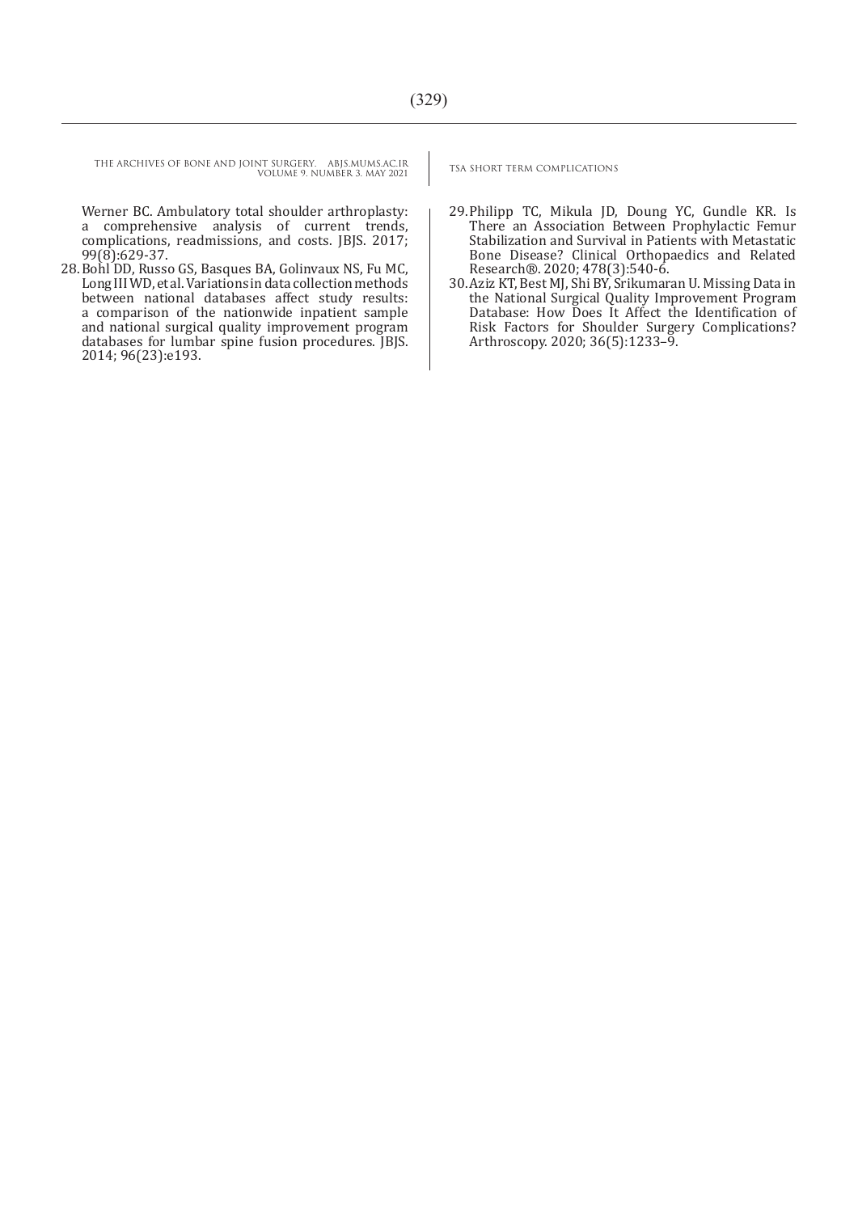Werner BC. Ambulatory total shoulder arthroplasty: a comprehensive analysis of current trends, complications, readmissions, and costs. JBJS. 2017; 99(8):629-37.

28. Bohl DD, Russo GS, Basques BA, Golinvaux NS, Fu MC, Long III WD, et al. Variations in data collection methods between national databases affect study results: a comparison of the nationwide inpatient sample and national surgical quality improvement program databases for lumbar spine fusion procedures. JBJS. 2014; 96(23):e193.

29. Philipp TC, Mikula JD, Doung YC, Gundle KR. Is There an Association Between Prophylactic Femur Stabilization and Survival in Patients with Metastatic Bone Disease? Clinical Orthopaedics and Related Research®. 2020; 478(3):540-6.

30. Aziz KT, Best MJ, Shi BY, Srikumaran U. Missing Data in the National Surgical Quality Improvement Program Database: How Does It Affect the Identification of Risk Factors for Shoulder Surgery Complications? Arthroscopy. 2020; 36(5):1233–9.